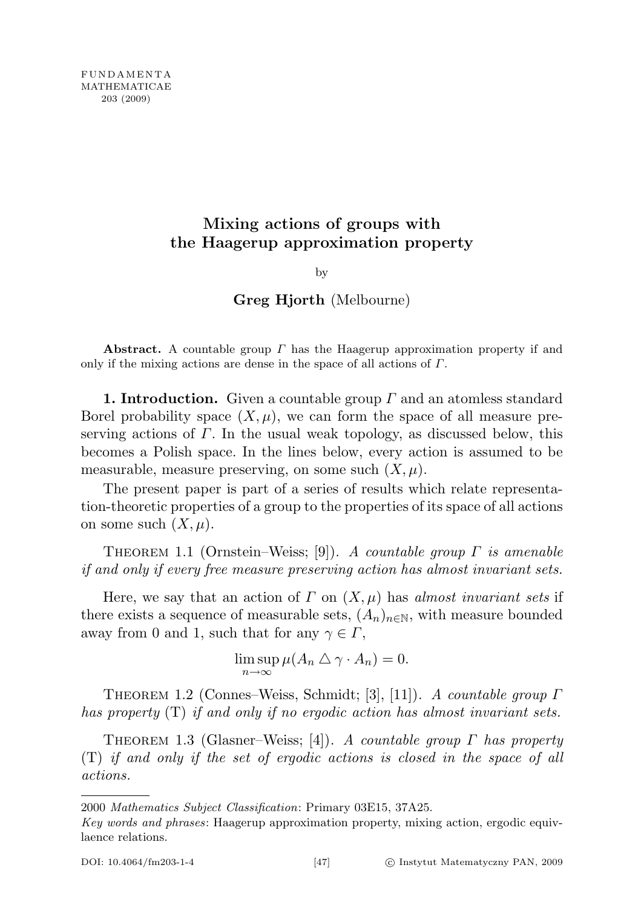# Mixing actions of groups with the Haagerup approximation property

by

**Greg Hjorth** (Melbourne)

**Abstract.** A countable group $\Gamma$ has the Haagerup approximation property if and only if the mixing actions are dense in the space of all actions of $\Gamma$.

**1. Introduction.** Given a countable group $\Gamma$ and an atomless standard Borel probability space $(X, \mu)$, we can form the space of all measure preserving actions of $\Gamma$. In the usual weak topology, as discussed below, this becomes a Polish space. In the lines below, every action is assumed to be measurable, measure preserving, on some such $(X, \mu)$.

The present paper is part of a series of results which relate representation-theoretic properties of a group to the properties of its space of all actions on some such $(X, \mu)$.

Theorem 1.1 (Ornstein–Weiss; [9]). *A countable group $\Gamma$ is amenable if and only if every free measure preserving action has almost invariant sets.*

Here, we say that an action of $\Gamma$ on $(X, \mu)$ has *almost invariant sets* if there exists a sequence of measurable sets, $(A_n)_{n \in \mathbb{N}}$, with measure bounded away from 0 and 1, such that for any $\gamma \in \Gamma$,

$$\limsup_{n \to \infty} \mu(A_n \triangle \gamma \cdot A_n) = 0.$$

Theorem 1.2 (Connes–Weiss, Schmidt; [3], [11]). *A countable group $\Gamma$ has property* (T) *if and only if no ergodic action has almost invariant sets.*

Theorem 1.3 (Glasner–Weiss; [4]). *A countable group $\Gamma$ has property* (T) *if and only if the set of ergodic actions is closed in the space of all actions.*

---

2000 *Mathematics Subject Classification*: Primary 03E15, 37A25.

*Key words and phrases*: Haagerup approximation property, mixing action, ergodic equivlaence relations.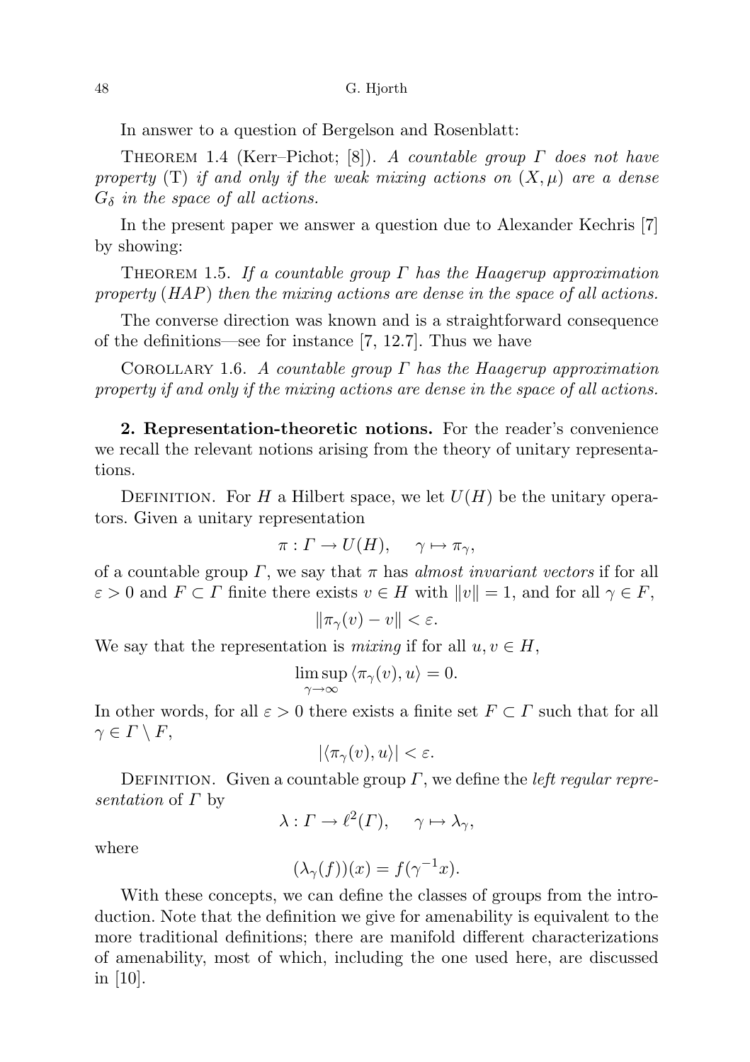In answer to a question of Bergelson and Rosenblatt:

Theorem 1.4 (Kerr–Pichot; [8]). *A countable group $\Gamma$ does not have property* (T) *if and only if the weak mixing actions on $(X, \mu)$ are a dense $G_\delta$ in the space of all actions.*

In the present paper we answer a question due to Alexander Kechris [7] by showing:

Theorem 1.5. *If a countable group $\Gamma$ has the Haagerup approximation property* (*HAP*) *then the mixing actions are dense in the space of all actions.*

The converse direction was known and is a straightforward consequence of the definitions—see for instance [7, 12.7]. Thus we have

Corollary 1.6. *A countable group $\Gamma$ has the Haagerup approximation property if and only if the mixing actions are dense in the space of all actions.*

**2. Representation-theoretic notions.** For the reader's convenience we recall the relevant notions arising from the theory of unitary representations.

Definition. For $H$ a Hilbert space, we let $U(H)$ be the unitary operators. Given a unitary representation

$$\pi : \Gamma \to U(H), \quad \gamma \mapsto \pi_\gamma,$$

of a countable group $\Gamma$, we say that $\pi$ has *almost invariant vectors* if for all $\varepsilon > 0$ and $F \subset \Gamma$ finite there exists $v \in H$ with $\|v\| = 1$, and for all $\gamma \in F$,

$$\|\pi_\gamma(v) - v\| < \varepsilon.$$

We say that the representation is *mixing* if for all $u, v \in H$,

$$\limsup_{\gamma \to \infty} \langle \pi_\gamma(v), u \rangle = 0.$$

In other words, for all $\varepsilon > 0$ there exists a finite set $F \subset \Gamma$ such that for all $\gamma \in \Gamma \setminus F$,

$$|\langle \pi_\gamma(v), u \rangle| < \varepsilon.$$

Definition. Given a countable group $\Gamma$, we define the *left regular representation* of $\Gamma$ by

$$\lambda : \Gamma \to \ell^2(\Gamma), \quad \gamma \mapsto \lambda_\gamma,$$

where

$$(\lambda_\gamma(f))(x) = f(\gamma^{-1}x).$$

With these concepts, we can define the classes of groups from the introduction. Note that the definition we give for amenability is equivalent to the more traditional definitions; there are manifold different characterizations of amenability, most of which, including the one used here, are discussed in [10].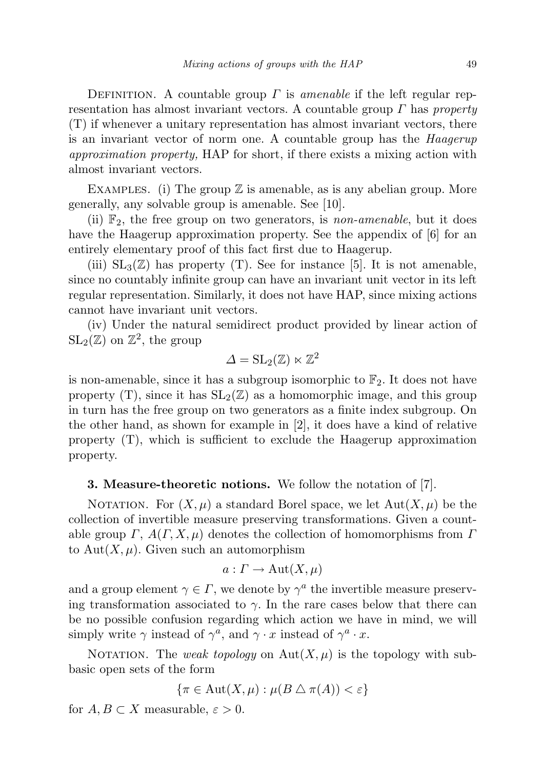Definition. A countable group $\Gamma$ is *amenable* if the left regular representation has almost invariant vectors. A countable group $\Gamma$ has *property* (T) if whenever a unitary representation has almost invariant vectors, there is an invariant vector of norm one. A countable group has the *Haagerup approximation property,* HAP for short, if there exists a mixing action with almost invariant vectors.

Examples. (i) The group $\mathbb{Z}$ is amenable, as is any abelian group. More generally, any solvable group is amenable. See [10].

(ii) $\mathbb{F}_2$, the free group on two generators, is *non-amenable*, but it does have the Haagerup approximation property. See the appendix of [6] for an entirely elementary proof of this fact first due to Haagerup.

(iii) $\mathrm{SL}_3(\mathbb{Z})$ has property (T). See for instance [5]. It is not amenable, since no countably infinite group can have an invariant unit vector in its left regular representation. Similarly, it does not have HAP, since mixing actions cannot have invariant unit vectors.

(iv) Under the natural semidirect product provided by linear action of $\mathrm{SL}_2(\mathbb{Z})$ on $\mathbb{Z}^2$, the group

$$\Delta = \mathrm{SL}_2(\mathbb{Z}) \ltimes \mathbb{Z}^2$$

is non-amenable, since it has a subgroup isomorphic to $\mathbb{F}_2$. It does not have property (T), since it has $\mathrm{SL}_2(\mathbb{Z})$ as a homomorphic image, and this group in turn has the free group on two generators as a finite index subgroup. On the other hand, as shown for example in [2], it does have a kind of relative property (T), which is sufficient to exclude the Haagerup approximation property.

**3. Measure-theoretic notions.** We follow the notation of [7].

Notation. For $(X, \mu)$ a standard Borel space, we let $\mathrm{Aut}(X, \mu)$ be the collection of invertible measure preserving transformations. Given a countable group $\Gamma$, $A(\Gamma, X, \mu)$ denotes the collection of homomorphisms from $\Gamma$ to $\mathrm{Aut}(X, \mu)$. Given such an automorphism

$$a : \Gamma \to \mathrm{Aut}(X, \mu)$$

and a group element $\gamma \in \Gamma$, we denote by $\gamma^a$ the invertible measure preserving transformation associated to $\gamma$. In the rare cases below that there can be no possible confusion regarding which action we have in mind, we will simply write $\gamma$ instead of $\gamma^a$, and $\gamma \cdot x$ instead of $\gamma^a \cdot x$.

Notation. The *weak topology* on $\mathrm{Aut}(X, \mu)$ is the topology with subbasic open sets of the form

$$\{\pi \in \mathrm{Aut}(X, \mu) : \mu(B \triangle \pi(A)) < \varepsilon\}$$

for $A, B \subset X$ measurable, $\varepsilon > 0$.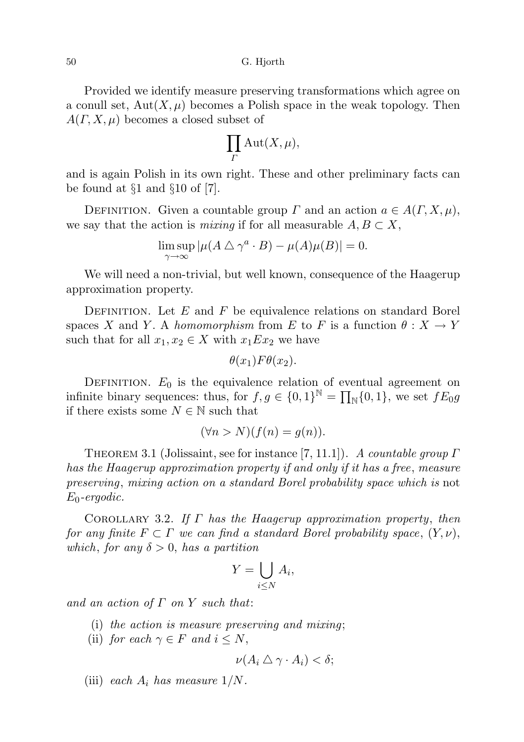Provided we identify measure preserving transformations which agree on a conull set, $\mathrm{Aut}(X,\mu)$ becomes a Polish space in the weak topology. Then $A(\Gamma, X, \mu)$ becomes a closed subset of

$$\prod_{\Gamma} \mathrm{Aut}(X,\mu),$$

and is again Polish in its own right. These and other preliminary facts can be found at §1 and §10 of [7].

Definition. Given a countable group $\Gamma$ and an action $a \in A(\Gamma, X, \mu)$, we say that the action is *mixing* if for all measurable $A, B \subset X$,

$$\limsup_{\gamma \to \infty} |\mu(A \triangle \gamma^a \cdot B) - \mu(A)\mu(B)| = 0.$$

We will need a non-trivial, but well known, consequence of the Haagerup approximation property.

Definition. Let $E$ and $F$ be equivalence relations on standard Borel spaces $X$ and $Y$. A *homomorphism* from $E$ to $F$ is a function $\theta : X \to Y$ such that for all $x_1, x_2 \in X$ with $x_1 E x_2$ we have

$$\theta(x_1) F \theta(x_2).$$

Definition. $E_0$ is the equivalence relation of eventual agreement on infinite binary sequences: thus, for $f, g \in \{0,1\}^{\mathbb{N}} = \prod_{\mathbb{N}} \{0,1\}$, we set $f E_0 g$ if there exists some $N \in \mathbb{N}$ such that

$$(\forall n > N)(f(n) = g(n)).$$

Theorem 3.1 (Jolissaint, see for instance [7, 11.1]). *A countable group $\Gamma$ has the Haagerup approximation property if and only if it has a free, measure preserving, mixing action on a standard Borel probability space which is* not *$E_0$-ergodic.*

Corollary 3.2. *If $\Gamma$ has the Haagerup approximation property, then for any finite $F \subset \Gamma$ we can find a standard Borel probability space, $(Y, \nu)$, which, for any $\delta > 0$, has a partition*

$$Y = \bigcup_{i \leq N} A_i,$$

*and an action of $\Gamma$ on $Y$ such that:*

(i) *the action is measure preserving and mixing;*

(ii) *for each $\gamma \in F$ and $i \leq N$,*

$$\nu(A_i \triangle \gamma \cdot A_i) < \delta;$$

(iii) *each $A_i$ has measure $1/N$.*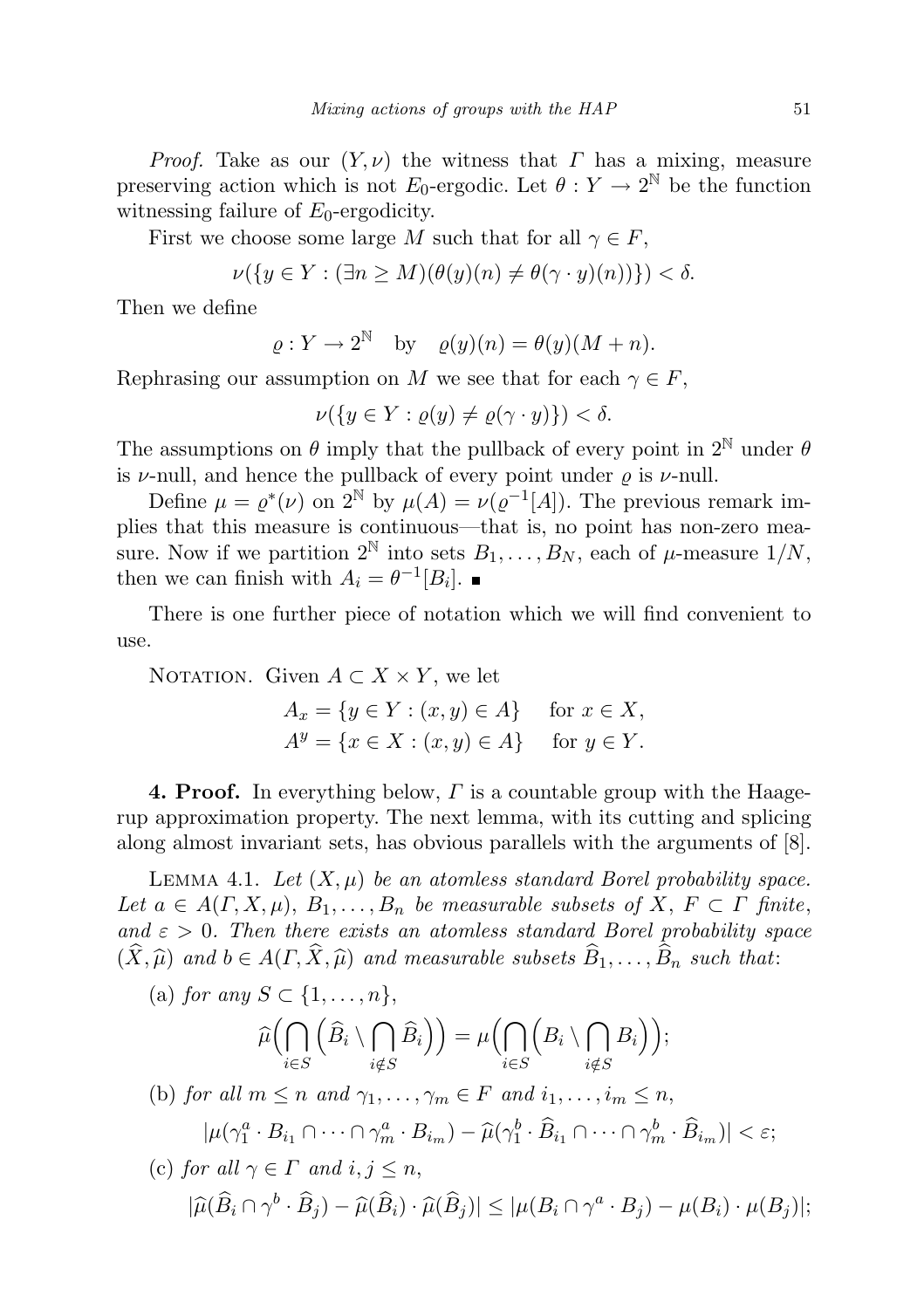*Proof.* Take as our $(Y,\nu)$ the witness that $\Gamma$ has a mixing, measure preserving action which is not $E_0$-ergodic. Let $\theta : Y \to 2^{\mathbb{N}}$ be the function witnessing failure of $E_0$-ergodicity.

First we choose some large $M$ such that for all $\gamma \in F$,

$$\nu(\{y \in Y : (\exists n \geq M)(\theta(y)(n) \neq \theta(\gamma \cdot y)(n))\}) < \delta.$$

Then we define

$$\varrho : Y \to 2^{\mathbb{N}} \quad \text{by} \quad \varrho(y)(n) = \theta(y)(M+n).$$

Rephrasing our assumption on $M$ we see that for each $\gamma \in F$,

$$\nu(\{y \in Y : \varrho(y) \neq \varrho(\gamma \cdot y)\}) < \delta.$$

The assumptions on $\theta$ imply that the pullback of every point in $2^{\mathbb{N}}$ under $\theta$ is $\nu$-null, and hence the pullback of every point under $\varrho$ is $\nu$-null.

Define $\mu = \varrho^*(\nu)$ on $2^{\mathbb{N}}$ by $\mu(A) = \nu(\varrho^{-1}[A])$. The previous remark implies that this measure is continuous—that is, no point has non-zero measure. Now if we partition $2^{\mathbb{N}}$ into sets $B_1, \ldots, B_N$, each of $\mu$-measure $1/N$, then we can finish with $A_i = \theta^{-1}[B_i]$. ∎

There is one further piece of notation which we will find convenient to use.

Notation. Given $A \subset X \times Y$, we let

$$A_x = \{y \in Y : (x,y) \in A\} \quad \text{for } x \in X,$$
$$A^y = \{x \in X : (x,y) \in A\} \quad \text{for } y \in Y.$$

**4. Proof.** In everything below, $\Gamma$ is a countable group with the Haagerup approximation property. The next lemma, with its cutting and splicing along almost invariant sets, has obvious parallels with the arguments of [8].

Lemma 4.1. *Let $(X,\mu)$ be an atomless standard Borel probability space. Let $a \in A(\Gamma, X, \mu)$, $B_1, \ldots, B_n$ be measurable subsets of $X$, $F \subset \Gamma$ finite, and $\varepsilon > 0$. Then there exists an atomless standard Borel probability space $(\widehat{X}, \widehat{\mu})$ and $b \in A(\Gamma, \widehat{X}, \widehat{\mu})$ and measurable subsets $\widehat{B}_1, \ldots, \widehat{B}_n$ such that*:

(a) *for any $S \subset \{1, \ldots, n\}$,*

$$\widehat{\mu}\Big(\bigcap_{i \in S}\Big(\widehat{B}_i \setminus \bigcap_{i \notin S} \widehat{B}_i\Big)\Big) = \mu\Big(\bigcap_{i \in S}\Big(B_i \setminus \bigcap_{i \notin S} B_i\Big)\Big);$$

(b) *for all $m \leq n$ and $\gamma_1, \ldots, \gamma_m \in F$ and $i_1, \ldots, i_m \leq n$,*

$$|\mu(\gamma_1^a \cdot B_{i_1} \cap \cdots \cap \gamma_m^a \cdot B_{i_m}) - \widehat{\mu}(\gamma_1^b \cdot \widehat{B}_{i_1} \cap \cdots \cap \gamma_m^b \cdot \widehat{B}_{i_m})| < \varepsilon;$$

(c) *for all $\gamma \in \Gamma$ and $i, j \leq n$,*

$$|\widehat{\mu}(\widehat{B}_i \cap \gamma^b \cdot \widehat{B}_j) - \widehat{\mu}(\widehat{B}_i) \cdot \widehat{\mu}(\widehat{B}_j)| \leq |\mu(B_i \cap \gamma^a \cdot B_j) - \mu(B_i) \cdot \mu(B_j)|;$$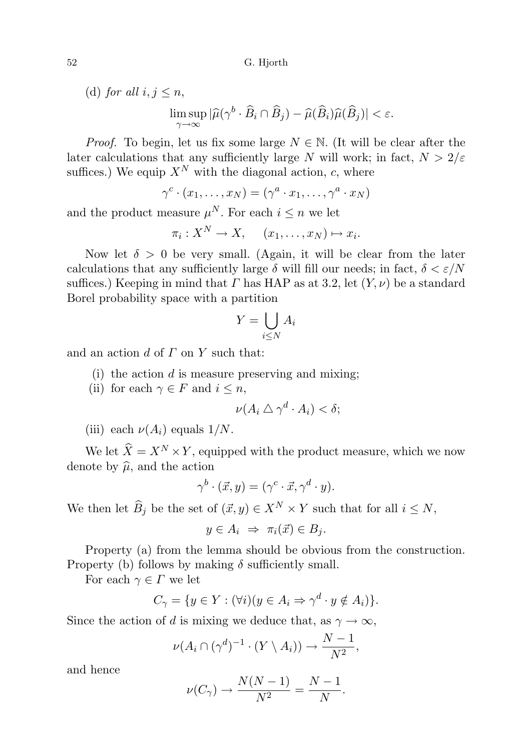(d) *for all* $i, j \leq n$,

$$\limsup_{\gamma \to \infty} |\widehat{\mu}(\gamma^b \cdot \widehat{B}_i \cap \widehat{B}_j) - \widehat{\mu}(\widehat{B}_i)\widehat{\mu}(\widehat{B}_j)| < \varepsilon.$$

*Proof.* To begin, let us fix some large $N \in \mathbb{N}$. (It will be clear after the later calculations that any sufficiently large $N$ will work; in fact, $N > 2/\varepsilon$ suffices.) We equip $X^N$ with the diagonal action, $c$, where

$$\gamma^c \cdot (x_1, \ldots, x_N) = (\gamma^a \cdot x_1, \ldots, \gamma^a \cdot x_N)$$

and the product measure $\mu^N$. For each $i \leq n$ we let

$$\pi_i : X^N \to X, \quad (x_1, \ldots, x_N) \mapsto x_i.$$

Now let $\delta > 0$ be very small. (Again, it will be clear from the later calculations that any sufficiently large $\delta$ will fill our needs; in fact, $\delta < \varepsilon/N$ suffices.) Keeping in mind that $\Gamma$ has HAP as at 3.2, let $(Y, \nu)$ be a standard Borel probability space with a partition

$$Y = \bigcup_{i \leq N} A_i$$

and an action $d$ of $\Gamma$ on $Y$ such that:

(i) the action $d$ is measure preserving and mixing;

(ii) for each $\gamma \in F$ and $i \leq n$,

$$\nu(A_i \triangle \gamma^d \cdot A_i) < \delta;$$

(iii) each $\nu(A_i)$ equals $1/N$.

We let $\widehat{X} = X^N \times Y$, equipped with the product measure, which we now denote by $\widehat{\mu}$, and the action

$$\gamma^b \cdot (\vec{x}, y) = (\gamma^c \cdot \vec{x}, \gamma^d \cdot y).$$

We then let $\widehat{B}_j$ be the set of $(\vec{x}, y) \in X^N \times Y$ such that for all $i \leq N$,

$$y \in A_i \ \Rightarrow \ \pi_i(\vec{x}) \in B_j.$$

Property (a) from the lemma should be obvious from the construction. Property (b) follows by making $\delta$ sufficiently small.

For each $\gamma \in \Gamma$ we let

$$C_\gamma = \{y \in Y : (\forall i)(y \in A_i \Rightarrow \gamma^d \cdot y \notin A_i)\}.$$

Since the action of $d$ is mixing we deduce that, as $\gamma \to \infty$,

$$\nu(A_i \cap (\gamma^d)^{-1} \cdot (Y \setminus A_i)) \to \frac{N-1}{N^2},$$

and hence

$$\nu(C_\gamma) \to \frac{N(N-1)}{N^2} = \frac{N-1}{N}.$$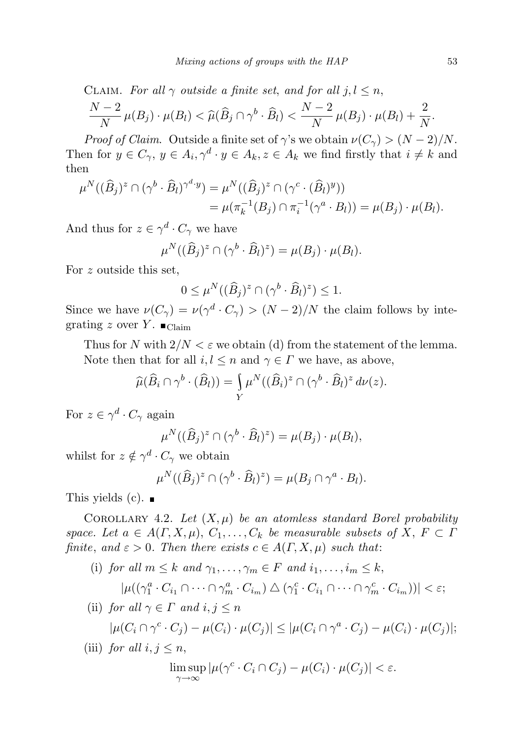Claim. *For all $\gamma$ outside a finite set, and for all $j, l \leq n$,*

$$\frac{N-2}{N}\,\mu(B_j)\cdot\mu(B_l) < \widehat{\mu}(\widehat{B}_j \cap \gamma^b \cdot \widehat{B}_l) < \frac{N-2}{N}\,\mu(B_j)\cdot\mu(B_l) + \frac{2}{N}.$$

*Proof of Claim.* Outside a finite set of $\gamma$'s we obtain $\nu(C_\gamma) > (N-2)/N$. Then for $y \in C_\gamma$, $y \in A_i, \gamma^d \cdot y \in A_k, z \in A_k$ we find firstly that $i \neq k$ and then

$$\begin{aligned}\mu^N((\widehat{B}_j)^z \cap (\gamma^b \cdot \widehat{B}_l)^{\gamma^d \cdot y}) &= \mu^N((\widehat{B}_j)^z \cap (\gamma^c \cdot (\widehat{B}_l)^y)) \\ &= \mu(\pi_k^{-1}(B_j) \cap \pi_i^{-1}(\gamma^a \cdot B_l)) = \mu(B_j)\cdot\mu(B_l).\end{aligned}$$

And thus for $z \in \gamma^d \cdot C_\gamma$ we have

$$\mu^N((\widehat{B}_j)^z \cap (\gamma^b \cdot \widehat{B}_l)^z) = \mu(B_j)\cdot\mu(B_l).$$

For $z$ outside this set,

$$0 \leq \mu^N((\widehat{B}_j)^z \cap (\gamma^b \cdot \widehat{B}_l)^z) \leq 1.$$

Since we have $\nu(C_\gamma) = \nu(\gamma^d \cdot C_\gamma) > (N-2)/N$ the claim follows by integrating $z$ over $Y$. $\blacksquare_{\text{Claim}}$

Thus for $N$ with $2/N < \varepsilon$ we obtain (d) from the statement of the lemma. Note then that for all $i, l \leq n$ and $\gamma \in \Gamma$ we have, as above,

$$\widehat{\mu}(\widehat{B}_i \cap \gamma^b \cdot (\widehat{B}_l)) = \int_Y \mu^N((\widehat{B}_i)^z \cap (\gamma^b \cdot \widehat{B}_l)^z \, d\nu(z).$$

For $z \in \gamma^d \cdot C_\gamma$ again

$$\mu^N((\widehat{B}_j)^z \cap (\gamma^b \cdot \widehat{B}_l)^z) = \mu(B_j)\cdot\mu(B_l),$$

whilst for $z \notin \gamma^d \cdot C_\gamma$ we obtain

$$\mu^N((\widehat{B}_j)^z \cap (\gamma^b \cdot \widehat{B}_l)^z) = \mu(B_j \cap \gamma^a \cdot B_l).$$

This yields (c). $\blacksquare$

Corollary 4.2. *Let $(X, \mu)$ be an atomless standard Borel probability space. Let $a \in A(\Gamma, X, \mu)$, $C_1, \ldots, C_k$ be measurable subsets of $X$, $F \subset \Gamma$ finite, and $\varepsilon > 0$. Then there exists $c \in A(\Gamma, X, \mu)$ such that:*

(i) *for all $m \leq k$ and $\gamma_1, \ldots, \gamma_m \in F$ and $i_1, \ldots, i_m \leq k$,*

$$|\mu((\gamma_1^a \cdot C_{i_1} \cap \cdots \cap \gamma_m^a \cdot C_{i_m}) \bigtriangleup (\gamma_1^c \cdot C_{i_1} \cap \cdots \cap \gamma_m^c \cdot C_{i_m}))| < \varepsilon;$$

(ii) *for all $\gamma \in \Gamma$ and $i, j \leq n$*

$$|\mu(C_i \cap \gamma^c \cdot C_j) - \mu(C_i)\cdot\mu(C_j)| \leq |\mu(C_i \cap \gamma^a \cdot C_j) - \mu(C_i)\cdot\mu(C_j)|;$$

(iii) *for all $i, j \leq n$,*

$$\limsup_{\gamma\to\infty} |\mu(\gamma^c \cdot C_i \cap C_j) - \mu(C_i)\cdot\mu(C_j)| < \varepsilon.$$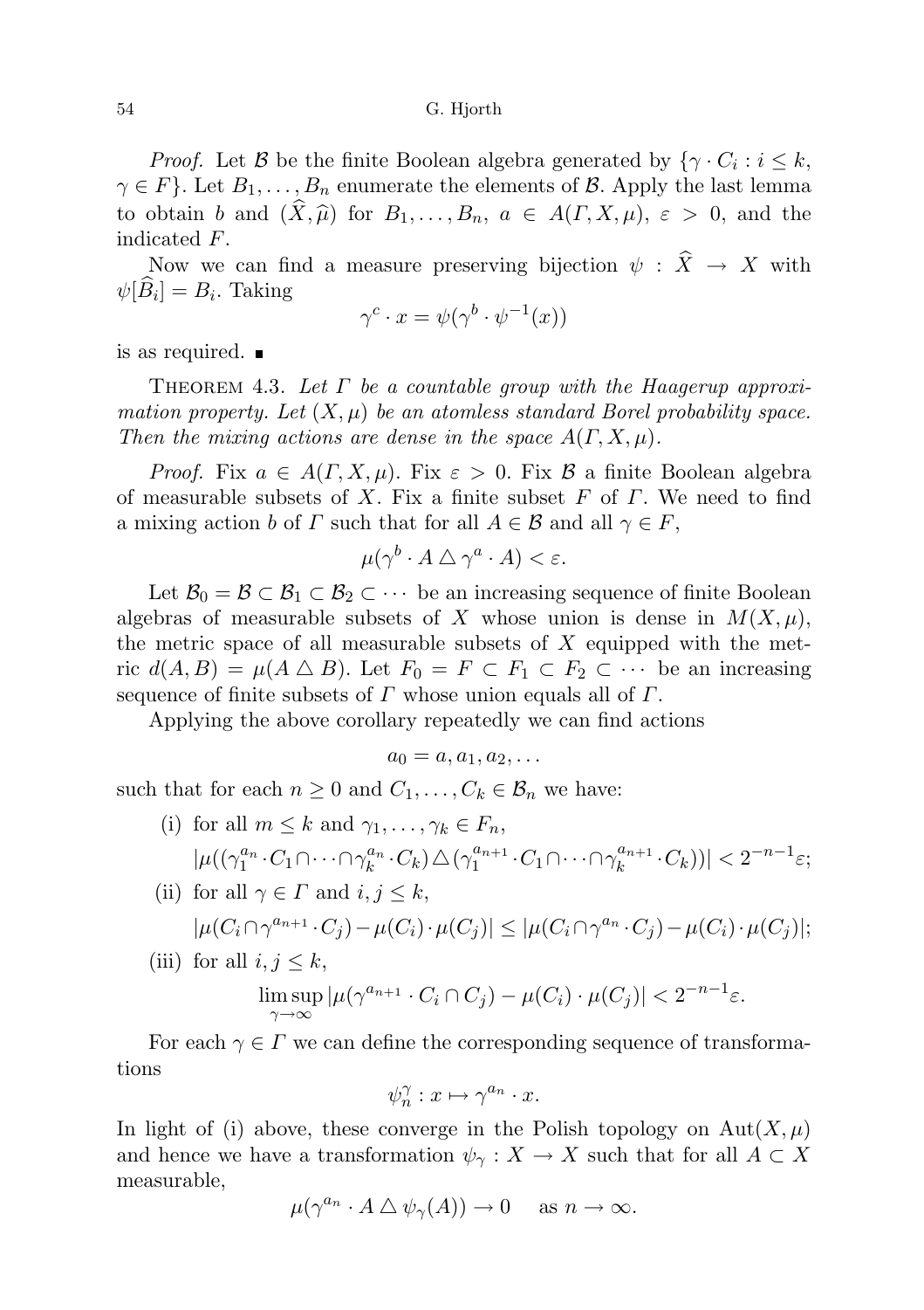*Proof.* Let $\mathcal{B}$ be the finite Boolean algebra generated by $\{\gamma \cdot C_i : i \leq k, \gamma \in F\}$. Let $B_1, \ldots, B_n$ enumerate the elements of $\mathcal{B}$. Apply the last lemma to obtain $b$ and $(\widehat{X}, \widehat{\mu})$ for $B_1, \ldots, B_n$, $a \in A(\Gamma, X, \mu)$, $\varepsilon > 0$, and the indicated $F$.

Now we can find a measure preserving bijection $\psi : \widehat{X} \to X$ with $\psi[\widehat{B}_i] = B_i$. Taking

$$\gamma^c \cdot x = \psi(\gamma^b \cdot \psi^{-1}(x))$$

is as required. ∎

THEOREM 4.3. *Let $\Gamma$ be a countable group with the Haagerup approximation property. Let $(X, \mu)$ be an atomless standard Borel probability space. Then the mixing actions are dense in the space $A(\Gamma, X, \mu)$.*

*Proof.* Fix $a \in A(\Gamma, X, \mu)$. Fix $\varepsilon > 0$. Fix $\mathcal{B}$ a finite Boolean algebra of measurable subsets of $X$. Fix a finite subset $F$ of $\Gamma$. We need to find a mixing action $b$ of $\Gamma$ such that for all $A \in \mathcal{B}$ and all $\gamma \in F$,

$$\mu(\gamma^b \cdot A \,\triangle\, \gamma^a \cdot A) < \varepsilon.$$

Let $\mathcal{B}_0 = \mathcal{B} \subset \mathcal{B}_1 \subset \mathcal{B}_2 \subset \cdots$ be an increasing sequence of finite Boolean algebras of measurable subsets of $X$ whose union is dense in $M(X, \mu)$, the metric space of all measurable subsets of $X$ equipped with the metric $d(A, B) = \mu(A \,\triangle\, B)$. Let $F_0 = F \subset F_1 \subset F_2 \subset \cdots$ be an increasing sequence of finite subsets of $\Gamma$ whose union equals all of $\Gamma$.

Applying the above corollary repeatedly we can find actions

$$a_0 = a, a_1, a_2, \ldots$$

such that for each $n \geq 0$ and $C_1, \ldots, C_k \in \mathcal{B}_n$ we have:

(i) for all $m \leq k$ and $\gamma_1, \ldots, \gamma_k \in F_n$,
$$|\mu((\gamma_1^{a_n} \cdot C_1 \cap \cdots \cap \gamma_k^{a_n} \cdot C_k) \,\triangle\, (\gamma_1^{a_{n+1}} \cdot C_1 \cap \cdots \cap \gamma_k^{a_{n+1}} \cdot C_k))| < 2^{-n-1}\varepsilon;$$

(ii) for all $\gamma \in \Gamma$ and $i, j \leq k$,
$$|\mu(C_i \cap \gamma^{a_{n+1}} \cdot C_j) - \mu(C_i) \cdot \mu(C_j)| \leq |\mu(C_i \cap \gamma^{a_n} \cdot C_j) - \mu(C_i) \cdot \mu(C_j)|;$$

(iii) for all $i, j \leq k$,
$$\limsup_{\gamma \to \infty} |\mu(\gamma^{a_{n+1}} \cdot C_i \cap C_j) - \mu(C_i) \cdot \mu(C_j)| < 2^{-n-1}\varepsilon.$$

For each $\gamma \in \Gamma$ we can define the corresponding sequence of transformations

$$\psi_n^\gamma : x \mapsto \gamma^{a_n} \cdot x.$$

In light of (i) above, these converge in the Polish topology on $\mathrm{Aut}(X, \mu)$ and hence we have a transformation $\psi_\gamma : X \to X$ such that for all $A \subset X$ measurable,

$$\mu(\gamma^{a_n} \cdot A \,\triangle\, \psi_\gamma(A)) \to 0 \quad \text{as } n \to \infty.$$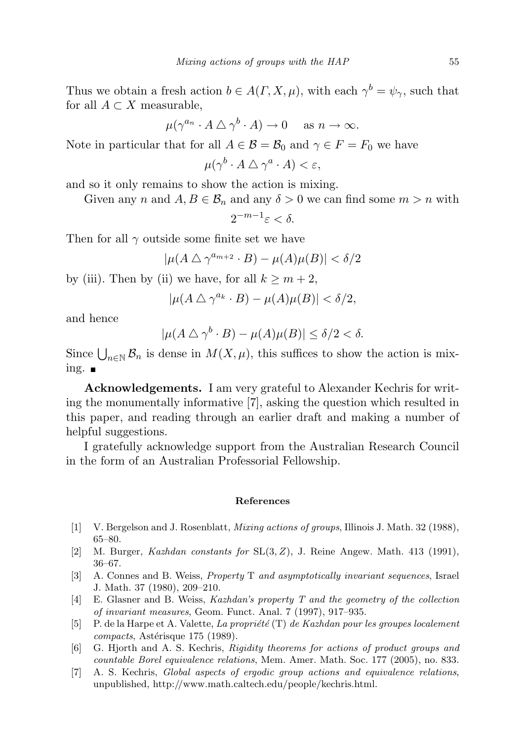Thus we obtain a fresh action $b \in A(\Gamma, X, \mu)$, with each $\gamma^b = \psi_\gamma$, such that for all $A \subset X$ measurable,

$$\mu(\gamma^{a_n} \cdot A \triangle \gamma^b \cdot A) \to 0 \quad \text{ as } n \to \infty.$$

Note in particular that for all $A \in \mathcal{B} = \mathcal{B}_0$ and $\gamma \in F = F_0$ we have

$$\mu(\gamma^b \cdot A \triangle \gamma^a \cdot A) < \varepsilon,$$

and so it only remains to show the action is mixing.

Given any $n$ and $A, B \in \mathcal{B}_n$ and any $\delta > 0$ we can find some $m > n$ with

$$2^{-m-1}\varepsilon < \delta.$$

Then for all $\gamma$ outside some finite set we have

$$|\mu(A \triangle \gamma^{a_{m+2}} \cdot B) - \mu(A)\mu(B)| < \delta/2$$

by (iii). Then by (ii) we have, for all $k \geq m+2$,

$$|\mu(A \triangle \gamma^{a_k} \cdot B) - \mu(A)\mu(B)| < \delta/2,$$

and hence

$$|\mu(A \triangle \gamma^b \cdot B) - \mu(A)\mu(B)| \leq \delta/2 < \delta.$$

Since $\bigcup_{n\in\mathbb{N}} \mathcal{B}_n$ is dense in $M(X, \mu)$, this suffices to show the action is mixing. ∎

**Acknowledgements.** I am very grateful to Alexander Kechris for writing the monumentally informative [7], asking the question which resulted in this paper, and reading through an earlier draft and making a number of helpful suggestions.

I gratefully acknowledge support from the Australian Research Council in the form of an Australian Professorial Fellowship.

### References

[1] V. Bergelson and J. Rosenblatt, *Mixing actions of groups*, Illinois J. Math. 32 (1988), 65–80.

[2] M. Burger, *Kazhdan constants for* SL(3, Z), J. Reine Angew. Math. 413 (1991), 36–67.

[3] A. Connes and B. Weiss, *Property* T *and asymptotically invariant sequences*, Israel J. Math. 37 (1980), 209–210.

[4] E. Glasner and B. Weiss, *Kazhdan's property T and the geometry of the collection of invariant measures*, Geom. Funct. Anal. 7 (1997), 917–935.

[5] P. de la Harpe et A. Valette, *La propriété* (T) *de Kazhdan pour les groupes localement compacts*, Astérisque 175 (1989).

[6] G. Hjorth and A. S. Kechris, *Rigidity theorems for actions of product groups and countable Borel equivalence relations*, Mem. Amer. Math. Soc. 177 (2005), no. 833.

[7] A. S. Kechris, *Global aspects of ergodic group actions and equivalence relations*, unpublished, http://www.math.caltech.edu/people/kechris.html.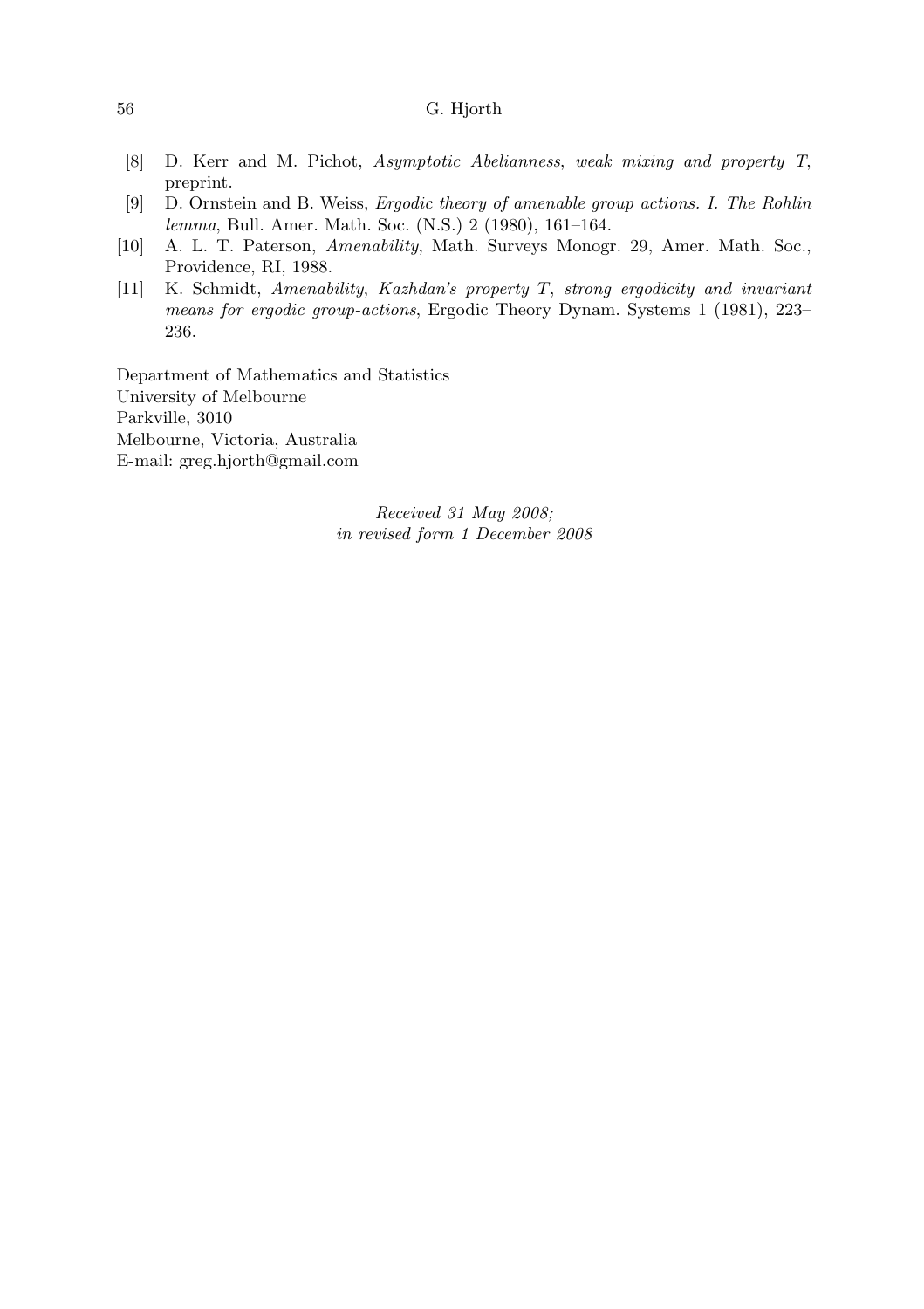[8] D. Kerr and M. Pichot, *Asymptotic Abelianness, weak mixing and property T*, preprint.

[9] D. Ornstein and B. Weiss, *Ergodic theory of amenable group actions. I. The Rohlin lemma*, Bull. Amer. Math. Soc. (N.S.) 2 (1980), 161–164.

[10] A. L. T. Paterson, *Amenability*, Math. Surveys Monogr. 29, Amer. Math. Soc., Providence, RI, 1988.

[11] K. Schmidt, *Amenability, Kazhdan's property T, strong ergodicity and invariant means for ergodic group-actions*, Ergodic Theory Dynam. Systems 1 (1981), 223–236.

Department of Mathematics and Statistics
University of Melbourne
Parkville, 3010
Melbourne, Victoria, Australia
E-mail: greg.hjorth@gmail.com

*Received 31 May 2008;*
*in revised form 1 December 2008*